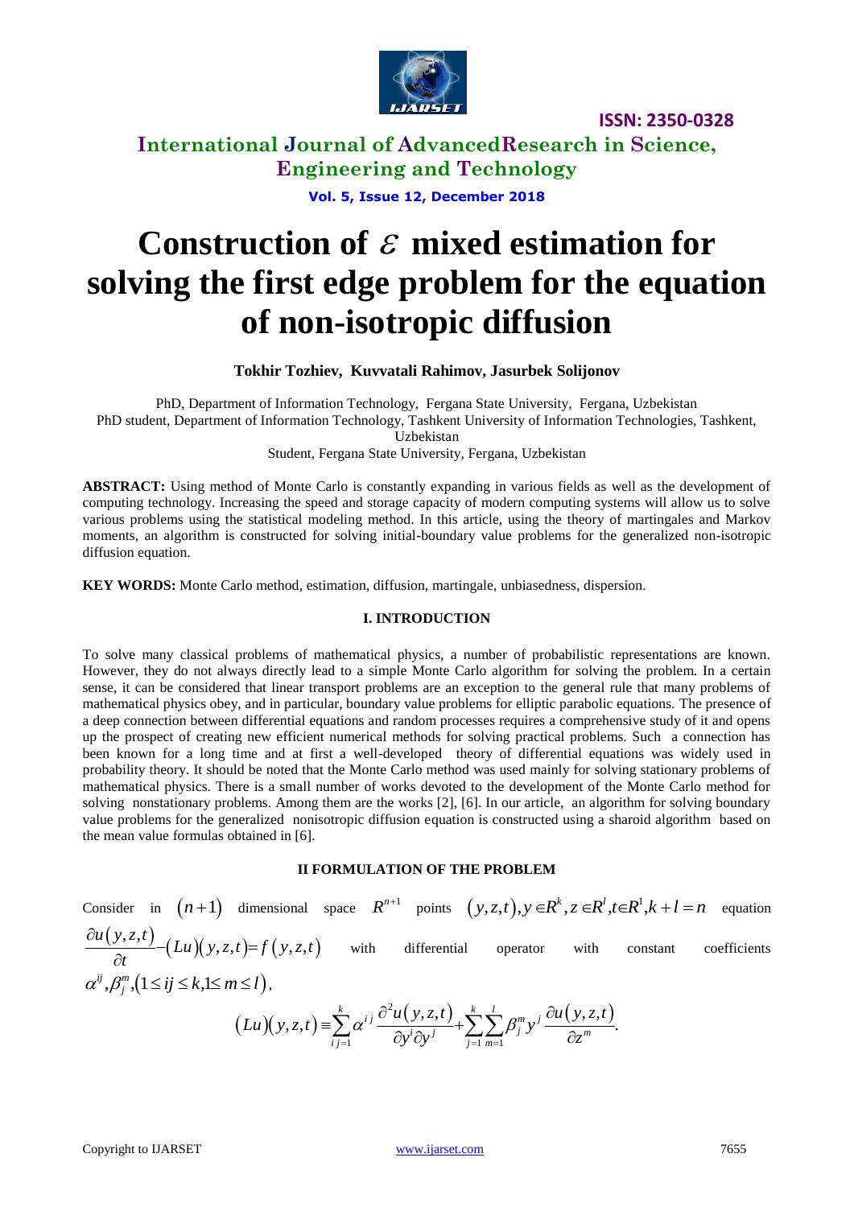# Construction of $\varepsilon$ mixed estimation for solving the first edge problem for the equation of non-isotropic diffusion

**Tokhir Tozhiev, Kuvvatali Rahimov, Jasurbek Solijonov**

PhD, Department of Information Technology, Fergana State University, Fergana, Uzbekistan
PhD student, Department of Information Technology, Tashkent University of Information Technologies, Tashkent, Uzbekistan
Student, Fergana State University, Fergana, Uzbekistan

**ABSTRACT:** Using method of Monte Carlo is constantly expanding in various fields as well as the development of computing technology. Increasing the speed and storage capacity of modern computing systems will allow us to solve various problems using the statistical modeling method. In this article, using the theory of martingales and Markov moments, an algorithm is constructed for solving initial-boundary value problems for the generalized non-isotropic diffusion equation.

**KEY WORDS:** Monte Carlo method, estimation, diffusion, martingale, unbiasedness, dispersion.

## I. INTRODUCTION

To solve many classical problems of mathematical physics, a number of probabilistic representations are known. However, they do not always directly lead to a simple Monte Carlo algorithm for solving the problem. In a certain sense, it can be considered that linear transport problems are an exception to the general rule that many problems of mathematical physics obey, and in particular, boundary value problems for elliptic parabolic equations. The presence of a deep connection between differential equations and random processes requires a comprehensive study of it and opens up the prospect of creating new efficient numerical methods for solving practical problems. Such a connection has been known for a long time and at first a well-developed theory of differential equations was widely used in probability theory. It should be noted that the Monte Carlo method was used mainly for solving stationary problems of mathematical physics. There is a small number of works devoted to the development of the Monte Carlo method for solving nonstationary problems. Among them are the works [2], [6]. In our article, an algorithm for solving boundary value problems for the generalized nonisotropic diffusion equation is constructed using a sharoid algorithm based on the mean value formulas obtained in [6].

## II FORMULATION OF THE PROBLEM

Consider in $(n+1)$ dimensional space $R^{n+1}$ points $(y,z,t), y\in R^k, z\in R^l, t\in R^1, k+l=n$ equation $\frac{\partial u(y,z,t)}{\partial t}-(Lu)(y,z,t)=f(y,z,t)$ with differential operator with constant coefficients $\alpha^{ij}, \beta_j^m, (1\le ij\le k, 1\le m\le l)$,

$$(Lu)(y,z,t)\equiv\sum_{ij=1}^{k}\alpha^{ij}\frac{\partial^2 u(y,z,t)}{\partial y^i\partial y^j}+\sum_{j=1}^{k}\sum_{m=1}^{l}\beta_j^m y^j\frac{\partial u(y,z,t)}{\partial z^m}.$$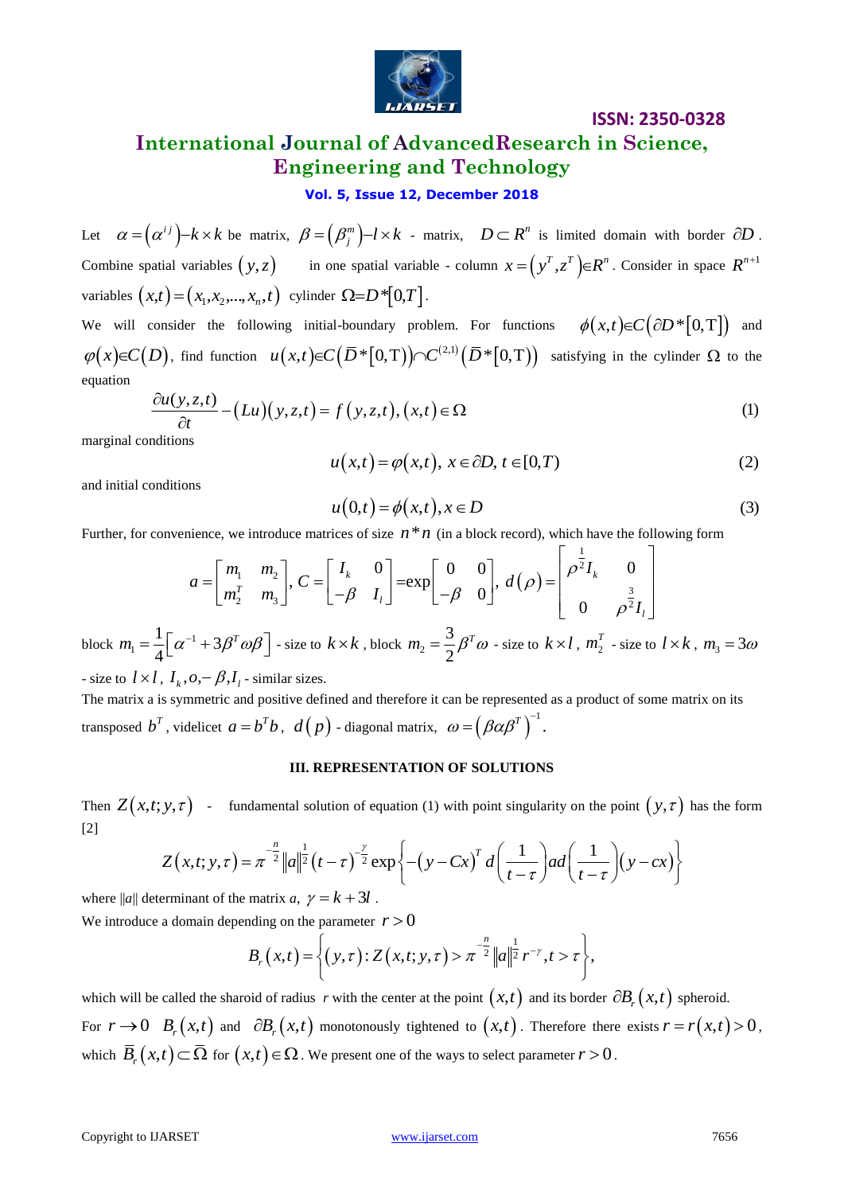Let $\alpha=\left(\alpha^{ij}\right)-k\times k$ be matrix, $\beta=\left(\beta_j^m\right)-l\times k$ - matrix, $D\subset R^n$ is limited domain with border $\partial D$. Combine spatial variables $(y,z)$ in one spatial variable - column $x=\left(y^T,z^T\right)\in R^n$. Consider in space $R^{n+1}$ variables $(x,t)=(x_1,x_2,...,x_n,t)$ cylinder $\Omega=D*[0,T]$.

We will consider the following initial-boundary problem. For functions $\phi(x,t)\in C\left(\partial D*[0,\mathrm{T}]\right)$ and $\varphi(x)\in C(D)$, find function $u(x,t)\in C\left(\bar{D}*[0,\mathrm{T})\right)\cap C^{(2,1)}\left(\bar{D}*[0,\mathrm{T})\right)$ satisfying in the cylinder $\Omega$ to the equation

$$\frac{\partial u(y,z,t)}{\partial t}-(Lu)(y,z,t)=f(y,z,t),(x,t)\in\Omega \tag{1}$$

marginal conditions

$$u(x,t)=\varphi(x,t),\ x\in\partial D,\ t\in[0,T) \tag{2}$$

and initial conditions

$$u(0,t)=\phi(x,t),x\in D \tag{3}$$

Further, for convenience, we introduce matrices of size $n*n$ (in a block record), which have the following form

$$a=\begin{bmatrix} m_1 & m_2 \\ m_2^T & m_3 \end{bmatrix},\ C=\begin{bmatrix} I_k & 0 \\ -\beta & I_l \end{bmatrix}=\exp\begin{bmatrix} 0 & 0 \\ -\beta & 0 \end{bmatrix},\ d(\rho)=\begin{bmatrix} \rho^{\frac{1}{2}}I_k & 0 \\ 0 & \rho^{\frac{3}{2}}I_l \end{bmatrix}$$

block $m_1=\dfrac{1}{4}\left[\alpha^{-1}+3\beta^T\omega\beta\right]$ - size to $k\times k$, block $m_2=\dfrac{3}{2}\beta^T\omega$ - size to $k\times l$, $m_2^T$ - size to $l\times k$, $m_3=3\omega$ - size to $l\times l$, $I_k, o, -\beta, I_l$ - similar sizes.

The matrix a is symmetric and positive defined and therefore it can be represented as a product of some matrix on its transposed $b^T$, videlicet $a=b^Tb$, $d(p)$ - diagonal matrix, $\omega=\left(\beta\alpha\beta^T\right)^{-1}$.

### III. REPRESENTATION OF SOLUTIONS

Then $Z(x,t;y,\tau)$ - fundamental solution of equation (1) with point singularity on the point $(y,\tau)$ has the form [2]

$$Z(x,t;y,\tau)=\pi^{-\frac{n}{2}}\|a\|^{\frac{1}{2}}(t-\tau)^{-\frac{\gamma}{2}}\exp\left\{-(y-Cx)^T d\left(\frac{1}{t-\tau}\right)ad\left(\frac{1}{t-\tau}\right)(y-cx)\right\}$$

where $\|a\|$ determinant of the matrix $a$, $\gamma=k+3l$.

We introduce a domain depending on the parameter $r>0$

$$B_r(x,t)=\left\{(y,\tau):Z(x,t;y,\tau)>\pi^{-\frac{n}{2}}\|a\|^{\frac{1}{2}}r^{-\gamma},t>\tau\right\},$$

which will be called the sharoid of radius $r$ with the center at the point $(x,t)$ and its border $\partial B_r(x,t)$ spheroid.

For $r\to 0$ $B_r(x,t)$ and $\partial B_r(x,t)$ monotonously tightened to $(x,t)$. Therefore there exists $r=r(x,t)>0$, which $\bar{B}_r(x,t)\subset\bar{\Omega}$ for $(x,t)\in\Omega$. We present one of the ways to select parameter $r>0$.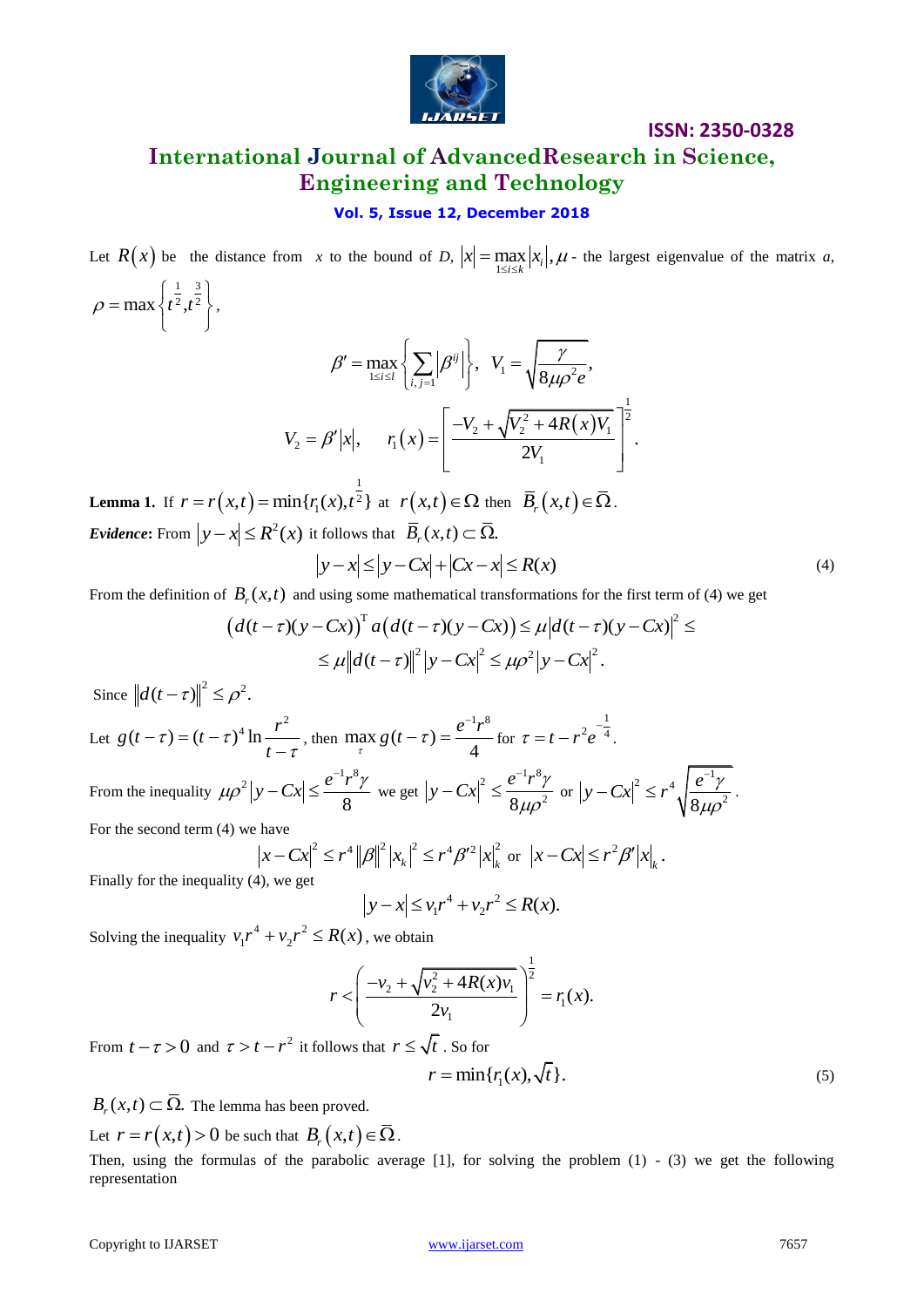Let $R(x)$ be the distance from $x$ to the bound of $D$, $|x| = \max_{1 \le i \le k} |x_i|$, $\mu$ - the largest eigenvalue of the matrix $a$, $\rho = \max\left\{ t^{\frac{1}{2}}, t^{\frac{3}{2}} \right\}$,

$$\beta' = \max_{1 \le i \le l} \left\{ \sum_{i,j=1} \left| \beta^{ij} \right| \right\}, \quad V_1 = \sqrt{\frac{\gamma}{8\mu\rho^2 e}},$$

$$V_2 = \beta' |x|, \qquad r_1(x) = \left[ \frac{-V_2 + \sqrt{V_2^2 + 4R(x)V_1}}{2V_1} \right]^{\frac{1}{2}}.$$

**Lemma 1.** If $r = r(x,t) = \min\{r_1(x), t^{\frac{1}{2}}\}$ at $r(x,t) \in \Omega$ then $\bar{B}_r(x,t) \in \bar{\Omega}$.

***Evidence*:** From $|y - x| \le R^2(x)$ it follows that $\bar{B}_r(x,t) \subset \bar{\Omega}$.

$$|y - x| \le |y - Cx| + |Cx - x| \le R(x) \tag{4}$$

From the definition of $B_r(x,t)$ and using some mathematical transformations for the first term of (4) we get

$$\left( d(t-\tau)(y - Cx) \right)^{\mathrm{T}} a\left( d(t-\tau)(y - Cx) \right) \le \mu \left| d(t-\tau)(y - Cx) \right|^2 \le$$
$$\le \mu \left\| d(t-\tau) \right\|^2 |y - Cx|^2 \le \mu\rho^2 |y - Cx|^2 .$$

Since $\left\| d(t-\tau) \right\|^2 \le \rho^2$.

Let $g(t-\tau) = (t-\tau)^4 \ln \frac{r^2}{t-\tau}$, then $\max_{\tau} g(t-\tau) = \frac{e^{-1} r^8}{4}$ for $\tau = t - r^2 e^{-\frac{1}{4}}$.

From the inequality $\mu\rho^2 |y - Cx| \le \frac{e^{-1} r^8 \gamma}{8}$ we get $|y - Cx|^2 \le \frac{e^{-1} r^8 \gamma}{8\mu\rho^2}$ or $|y - Cx|^2 \le r^4 \sqrt{\frac{e^{-1}\gamma}{8\mu\rho^2}}$.

For the second term (4) we have

$$|x - Cx|^2 \le r^4 \|\beta\|^2 |x_k|^2 \le r^4 \beta'^2 |x|_k^2 \text{ or } |x - Cx| \le r^2 \beta' |x|_k .$$

Finally for the inequality (4), we get

$$|y - x| \le v_1 r^4 + v_2 r^2 \le R(x).$$

Solving the inequality $v_1 r^4 + v_2 r^2 \le R(x)$, we obtain

$$r < \left( \frac{-v_2 + \sqrt{v_2^2 + 4R(x)v_1}}{2v_1} \right)^{\frac{1}{2}} = r_1(x).$$

From $t - \tau > 0$ and $\tau > t - r^2$ it follows that $r \le \sqrt{t}$. So for

$$r = \min\{r_1(x), \sqrt{t}\}. \tag{5}$$

$B_r(x,t) \subset \bar{\Omega}$. The lemma has been proved.

Let $r = r(x,t) > 0$ be such that $B_r(x,t) \in \bar{\Omega}$.

Then, using the formulas of the parabolic average [1], for solving the problem (1) - (3) we get the following representation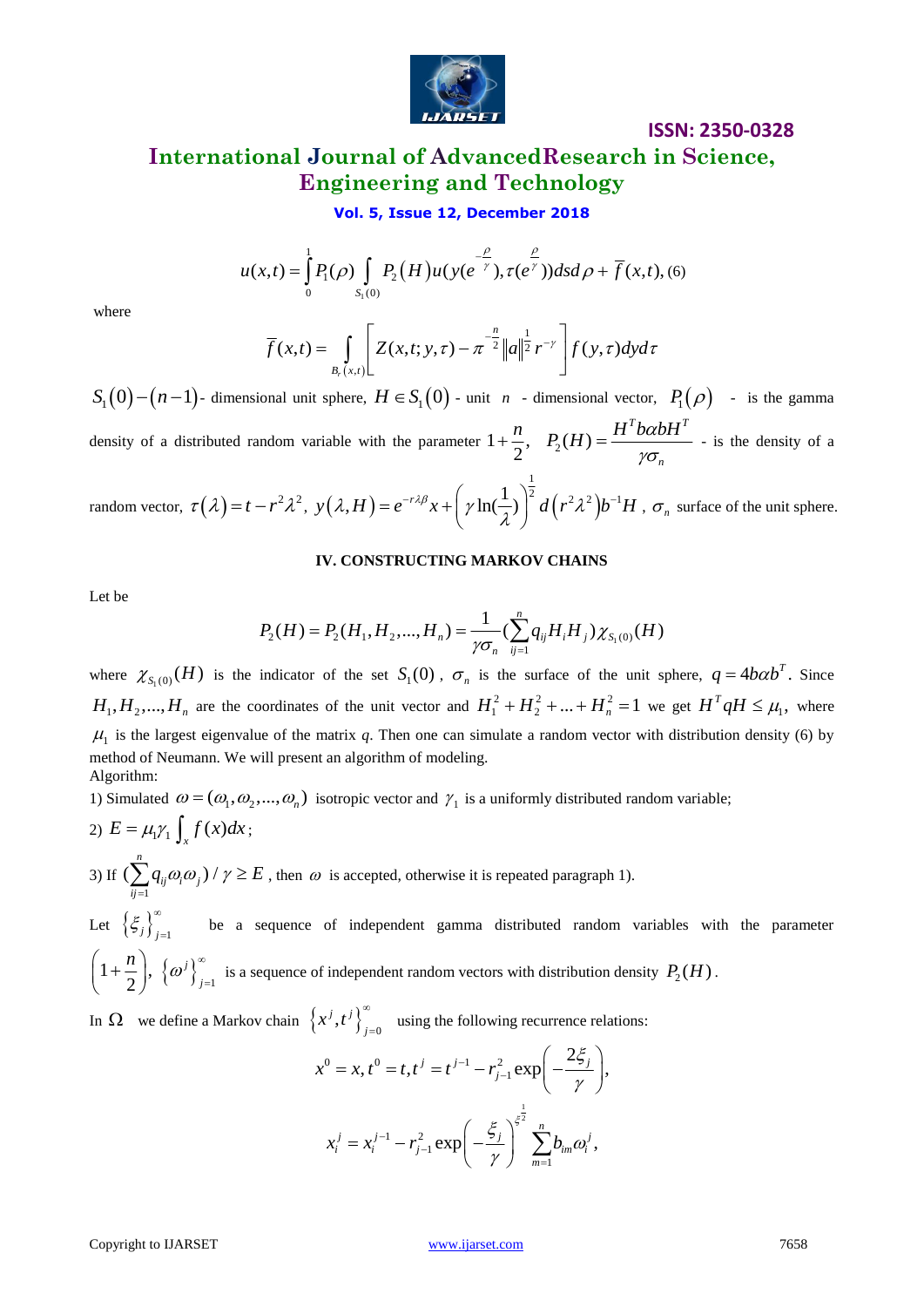$$u(x,t)=\int_0^1 P_1(\rho)\int_{S_1(0)} P_2(H)u(y(e^{-\frac{\rho}{\gamma}}),\tau(e^{\frac{\rho}{\gamma}}))dsd\rho+\overline{f}(x,t), (6)$$

where

$$\overline{f}(x,t)=\int_{B_r(x,t)}\left[Z(x,t;y,\tau)-\pi^{-\frac{n}{2}}\|a\|^{\frac{1}{2}}r^{-\gamma}\right]f(y,\tau)dyd\tau$$

$S_1(0)-(n-1)$- dimensional unit sphere, $H\in S_1(0)$ - unit $n$ - dimensional vector, $P_1(\rho)$ - is the gamma density of a distributed random variable with the parameter $1+\frac{n}{2}$, $P_2(H)=\frac{H^T b\alpha b H^T}{\gamma\sigma_n}$ - is the density of a random vector, $\tau(\lambda)=t-r^2\lambda^2$, $y(\lambda,H)=e^{-r\lambda\beta}x+\left(\gamma\ln(\frac{1}{\lambda})\right)^{\frac{1}{2}}d\left(r^2\lambda^2\right)b^{-1}H$ , $\sigma_n$ surface of the unit sphere.

## IV. CONSTRUCTING MARKOV CHAINS

Let be

$$P_2(H)=P_2(H_1,H_2,...,H_n)=\frac{1}{\gamma\sigma_n}(\sum_{ij=1}^n q_{ij}H_iH_j)\chi_{S_1(0)}(H)$$

where $\chi_{S_1(0)}(H)$ is the indicator of the set $S_1(0)$, $\sigma_n$ is the surface of the unit sphere, $q=4b\alpha b^T$. Since $H_1,H_2,...,H_n$ are the coordinates of the unit vector and $H_1^2+H_2^2+...+H_n^2=1$ we get $H^TqH\le\mu_1$, where $\mu_1$ is the largest eigenvalue of the matrix *q*. Then one can simulate a random vector with distribution density (6) by method of Neumann. We will present an algorithm of modeling.

Algorithm:

1) Simulated $\omega=(\omega_1,\omega_2,...,\omega_n)$ isotropic vector and $\gamma_1$ is a uniformly distributed random variable;

2) $E=\mu_1\gamma_1\int_x f(x)dx$;

3) If $(\sum_{ij=1}^n q_{ij}\omega_i\omega_j)/\gamma\ge E$ , then $\omega$ is accepted, otherwise it is repeated paragraph 1).

Let $\{\xi_j\}_{j=1}^\infty$ be a sequence of independent gamma distributed random variables with the parameter $\left(1+\frac{n}{2}\right)$, $\{\omega^j\}_{j=1}^\infty$ is a sequence of independent random vectors with distribution density $P_2(H)$.

In $\Omega$ we define a Markov chain $\{x^j,t^j\}_{j=0}^\infty$ using the following recurrence relations:

$$x^0=x,t^0=t,t^j=t^{j-1}-r_{j-1}^2\exp\left(-\frac{2\xi_j}{\gamma}\right),$$

$$x_i^j=x_i^{j-1}-r_{j-1}^2\exp\left(-\frac{\xi_j}{\gamma}\right)^{\xi^{\frac{1}{2}}}\sum_{m=1}^n b_{im}\omega_i^j,$$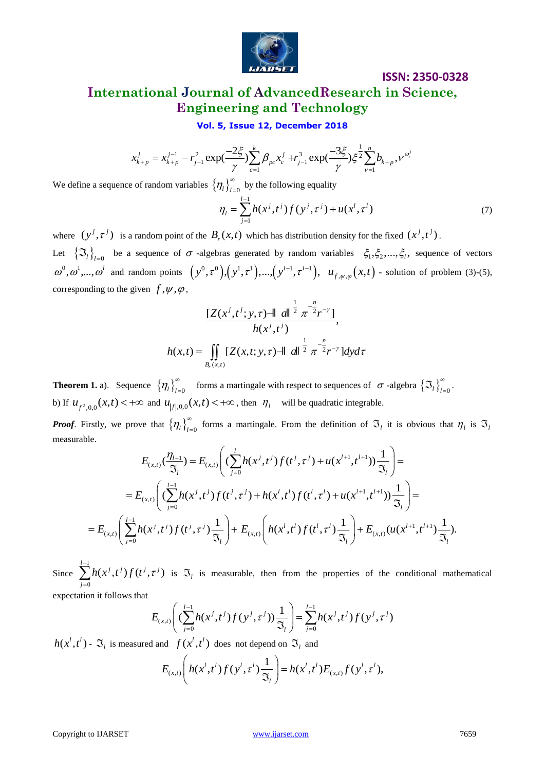$$x_{k+p}^{j} = x_{k+p}^{j-1} - r_{j-1}^{2}\exp(\frac{-2\xi}{\gamma})\sum_{c=1}^{k}\beta_{pc}x_{c}^{j} + r_{j-1}^{3}\exp(\frac{-3\xi}{\gamma})\xi^{\frac{1}{2}}\sum_{\nu=1}^{n}b_{k+p},\nu^{\omega_{i}^{j}}$$

We define a sequence of random variables $\{\eta_l\}_{l=0}^{\infty}$ by the following equality

$$\eta_l = \sum_{j=1}^{l-1} h(x^j,t^j) f(y^j,\tau^j) + u(x^l,\tau^l) \tag{7}$$

where $(y^j,\tau^j)$ is a random point of the $B_r(x,t)$ which has distribution density for the fixed $(x^j,t^j)$.

Let $\{\Im_l\}_{l=0}$ be a sequence of $\sigma$-algebras generated by random variables $\xi_1,\xi_2,...,\xi_l$, sequence of vectors $\omega^0,\omega^1,...,\omega^l$ and random points $(y^0,\tau^0),(y^1,\tau^1),...,(y^{l-1},\tau^{l-1})$, $u_{f,\psi,\varphi}(x,t)$ - solution of problem (3)-(5), corresponding to the given $f,\psi,\varphi$,

$$\frac{[Z(x^j,t^j;y,\tau) - \| a\|^{\frac{1}{2}}\pi^{-\frac{n}{2}}r^{-\gamma}]}{h(x^j,t^j)},$$

$$h(x,t) = \iint_{B_r(x,t)} [Z(x,t;y,\tau) - \| a\|^{\frac{1}{2}}\pi^{-\frac{n}{2}}r^{-\gamma}]dyd\tau$$

**Theorem 1.** a). Sequence $\{\eta_l\}_{l=0}^{\infty}$ forms a martingale with respect to sequences of $\sigma$-algebra $\{\Im_l\}_{l=0}^{\infty}$.

b) If $u_{f^2,0,0}(x,t) < +\infty$ and $u_{|f|,0,0}(x,t) < +\infty$, then $\eta_l$ will be quadratic integrable.

***Proof***. Firstly, we prove that $\{\eta_l\}_{l=0}^{\infty}$ forms a martingale. From the definition of $\Im_l$ it is obvious that $\eta_l$ is $\Im_l$ measurable.

$$E_{(x,t)}(\frac{\eta_{l+1}}{\Im_l}) = E_{(x,t)}\left( (\sum_{j=0}^{l} h(x^j,t^j) f(t^j,\tau^j) + u(x^{l+1},t^{l+1}))\frac{1}{\Im_l}\right) =$$

$$= E_{(x,t)}\left( (\sum_{j=0}^{l-1} h(x^j,t^j) f(t^j,\tau^j) + h(x^l,t^l) f(t^l,\tau^l) + u(x^{l+1},t^{l+1}))\frac{1}{\Im_l}\right) =$$

$$= E_{(x,t)}\left( \sum_{j=0}^{l-1} h(x^j,t^j) f(t^j,\tau^j)\frac{1}{\Im_l}\right) + E_{(x,t)}\left( h(x^l,t^l) f(t^l,\tau^l)\frac{1}{\Im_l}\right) + E_{(x,t)}(u(x^{l+1},t^{l+1})\frac{1}{\Im_l}).$$

Since $\sum_{j=0}^{l-1} h(x^j,t^j) f(t^j,\tau^j)$ is $\Im_l$ is measurable, then from the properties of the conditional mathematical expectation it follows that

$$E_{(x,t)}\left( (\sum_{j=0}^{l-1} h(x^j,t^j) f(y^j,\tau^j))\frac{1}{\Im_l}\right) = \sum_{j=0}^{l-1} h(x^j,t^j) f(y^j,\tau^j)$$

$h(x^l,t^l)$ - $\Im_l$ is measured and $f(x^l,t^l)$ does not depend on $\Im_l$ and

$$E_{(x,t)}\left( h(x^l,t^l) f(y^l,\tau^l)\frac{1}{\Im_l}\right) = h(x^l,t^l) E_{(x,t)} f(y^l,\tau^l),$$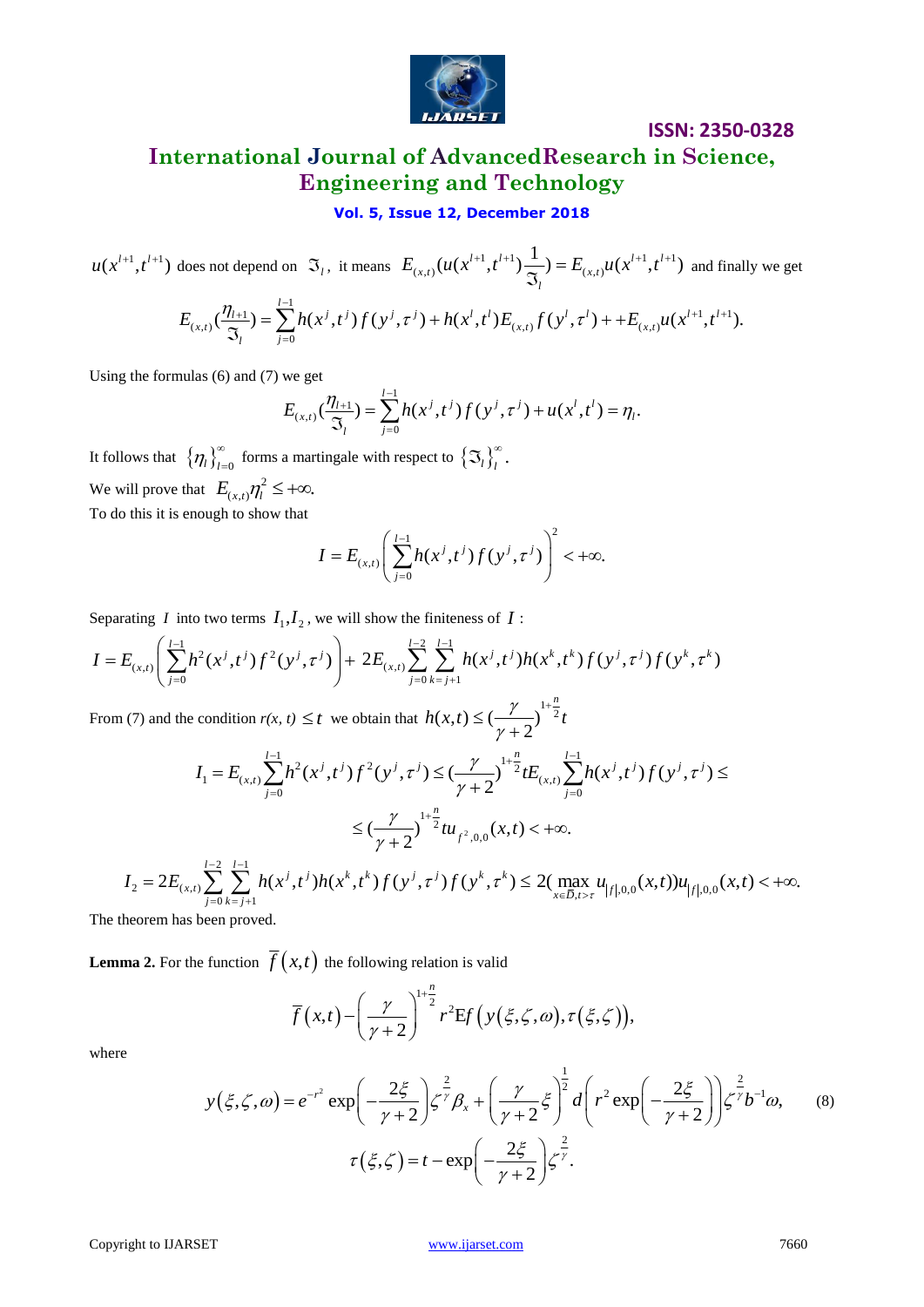$u(x^{l+1},t^{l+1})$ does not depend on $\Im_l$, it means $E_{(x,t)}(u(x^{l+1},t^{l+1})\frac{1}{\Im_l}) = E_{(x,t)}u(x^{l+1},t^{l+1})$ and finally we get

$$E_{(x,t)}(\frac{\eta_{l+1}}{\Im_l}) = \sum_{j=0}^{l-1} h(x^j,t^j) f(y^j,\tau^j) + h(x^l,t^l) E_{(x,t)} f(y^l,\tau^l) + + E_{(x,t)}u(x^{l+1},t^{l+1}).$$

Using the formulas (6) and (7) we get

$$E_{(x,t)}(\frac{\eta_{l+1}}{\Im_l}) = \sum_{j=0}^{l-1} h(x^j,t^j) f(y^j,\tau^j) + u(x^l,t^l) = \eta_l.$$

It follows that $\{\eta_l\}_{l=0}^{\infty}$ forms a martingale with respect to $\{\Im_l\}_l^{\infty}$.

We will prove that $E_{(x,t)}\eta_l^2 \le +\infty.$

To do this it is enough to show that

$$I = E_{(x,t)}\left(\sum_{j=0}^{l-1} h(x^j,t^j) f(y^j,\tau^j)\right)^2 < +\infty.$$

Separating $I$ into two terms $I_1, I_2$, we will show the finiteness of $I$ :

$$I = E_{(x,t)}\left(\sum_{j=0}^{l-1} h^2(x^j,t^j) f^2(y^j,\tau^j)\right) + 2E_{(x,t)}\sum_{j=0}^{l-2}\sum_{k=j+1}^{l-1} h(x^j,t^j)h(x^k,t^k) f(y^j,\tau^j) f(y^k,\tau^k)$$

From (7) and the condition $r(x, t) \le t$ we obtain that $h(x,t) \le (\frac{\gamma}{\gamma+2})^{1+\frac{n}{2}} t$

$$I_1 = E_{(x,t)}\sum_{j=0}^{l-1} h^2(x^j,t^j) f^2(y^j,\tau^j) \le (\frac{\gamma}{\gamma+2})^{1+\frac{n}{2}} t E_{(x,t)}\sum_{j=0}^{l-1} h(x^j,t^j) f(y^j,\tau^j) \le$$

$$\le (\frac{\gamma}{\gamma+2})^{1+\frac{n}{2}} t u_{f^2,0,0}(x,t) < +\infty.$$

$$I_2 = 2E_{(x,t)}\sum_{j=0}^{l-2}\sum_{k=j+1}^{l-1} h(x^j,t^j)h(x^k,t^k) f(y^j,\tau^j) f(y^k,\tau^k) \le 2(\max_{x\in\bar{D}, t>\tau} u_{|f|,0,0}(x,t)) u_{|f|,0,0}(x,t) < +\infty.$$

The theorem has been proved.

**Lemma 2.** For the function $\overline{f}(x,t)$ the following relation is valid

$$\overline{f}(x,t) - \left(\frac{\gamma}{\gamma+2}\right)^{1+\frac{n}{2}} r^2 \mathrm{E} f\left(y(\xi,\zeta,\omega), \tau(\xi,\zeta)\right),$$

where

$$y(\xi,\zeta,\omega) = e^{-r^2}\exp\left(-\frac{2\xi}{\gamma+2}\right)\zeta^{\frac{2}{\gamma}}\beta_x + \left(\frac{\gamma}{\gamma+2}\xi\right)^{\frac{1}{2}} d\left(r^2\exp\left(-\frac{2\xi}{\gamma+2}\right)\right)\zeta^{\frac{2}{\gamma}} b^{-1}\omega, \qquad (8)$$

$$\tau(\xi,\zeta) = t - \exp\left(-\frac{2\xi}{\gamma+2}\right)\zeta^{\frac{2}{\gamma}}.$$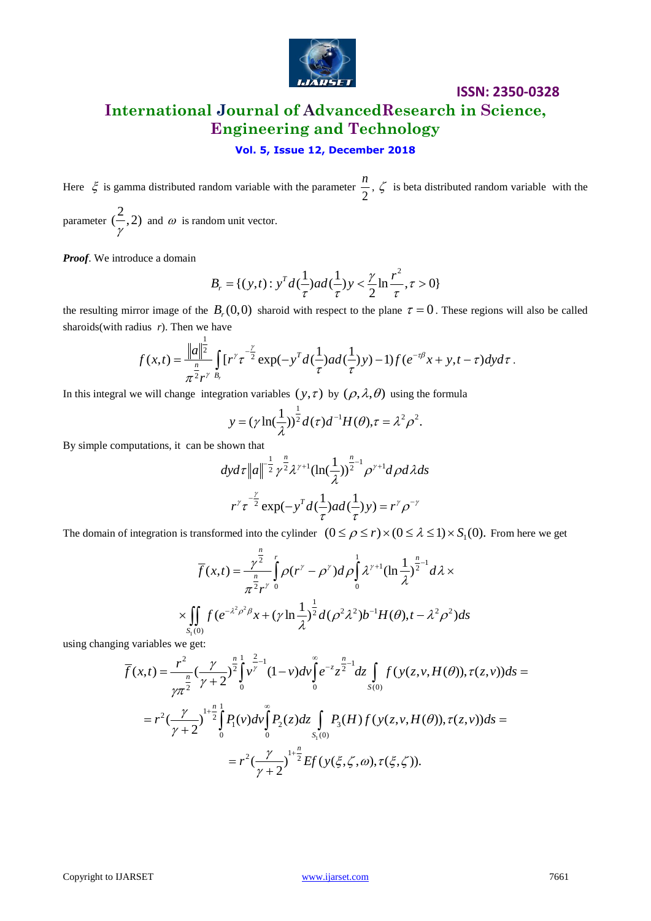Here $\xi$ is gamma distributed random variable with the parameter $\frac{n}{2}$, $\zeta$ is beta distributed random variable with the parameter $(\frac{2}{\gamma},2)$ and $\omega$ is random unit vector.

***Proof***. We introduce a domain

$$B_r = \{(y,t): y^T d(\frac{1}{\tau})ad(\frac{1}{\tau})y < \frac{\gamma}{2}\ln\frac{r^2}{\tau}, \tau > 0\}$$

the resulting mirror image of the $B_r(0,0)$ sharoid with respect to the plane $\tau = 0$. These regions will also be called sharoids(with radius $r$). Then we have

$$f(x,t) = \frac{\|a\|^{\frac{1}{2}}}{\pi^{\frac{n}{2}}r^{\gamma}}\int_{B_r}[r^{\gamma}\tau^{-\frac{\gamma}{2}}\exp(-y^T d(\frac{1}{\tau})ad(\frac{1}{\tau})y)-1)f(e^{-\tau\beta}x+y,t-\tau)dyd\tau.$$

In this integral we will change integration variables $(y,\tau)$ by $(\rho,\lambda,\theta)$ using the formula

$$y = (\gamma\ln(\frac{1}{\lambda}))^{\frac{1}{2}}d(\tau)d^{-1}H(\theta), \tau = \lambda^2\rho^2.$$

By simple computations, it can be shown that

$$dyd\tau\|a\|^{-\frac{1}{2}}\gamma^{\frac{n}{2}}\lambda^{\gamma+1}(\ln(\frac{1}{\lambda}))^{\frac{n}{2}-1}\rho^{\gamma+1}d\rho d\lambda ds$$

$$r^{\gamma}\tau^{-\frac{\gamma}{2}}\exp(-y^T d(\frac{1}{\tau})ad(\frac{1}{\tau})y) = r^{\gamma}\rho^{-\gamma}$$

The domain of integration is transformed into the cylinder $(0 \le \rho \le r)\times(0 \le \lambda \le 1)\times S_1(0)$. From here we get

$$\overline{f}(x,t) = \frac{\gamma^{\frac{n}{2}}}{\pi^{\frac{n}{2}}r^{\gamma}}\int_0^r \rho(r^{\gamma}-\rho^{\gamma})d\rho\int_0^1 \lambda^{\gamma+1}(\ln\frac{1}{\lambda})^{\frac{n}{2}-1}d\lambda \times$$

$$\times\iint_{S_1(0)} f(e^{-\lambda^2\rho^2\beta}x + (\gamma\ln\frac{1}{\lambda})^{\frac{1}{2}}d(\rho^2\lambda^2)b^{-1}H(\theta), t-\lambda^2\rho^2)ds$$

using changing variables we get:

$$\overline{f}(x,t) = \frac{r^2}{\gamma\pi^{\frac{n}{2}}}(\frac{\gamma}{\gamma+2})^{\frac{n}{2}}\int_0^1 v^{\frac{2}{\gamma}-1}(1-v)dv\int_0^{\infty}e^{-z}z^{\frac{n}{2}-1}dz\int_{S(0)} f(y(z,v,H(\theta)),\tau(z,v))ds =$$

$$= r^2(\frac{\gamma}{\gamma+2})^{1+\frac{n}{2}}\int_0^1 P_1(v)dv\int_0^{\infty}P_2(z)dz\int_{S_1(0)}P_3(H)f(y(z,v,H(\theta)),\tau(z,v))ds =$$

$$= r^2(\frac{\gamma}{\gamma+2})^{1+\frac{n}{2}}Ef(y(\xi,\zeta,\omega),\tau(\xi,\zeta)).$$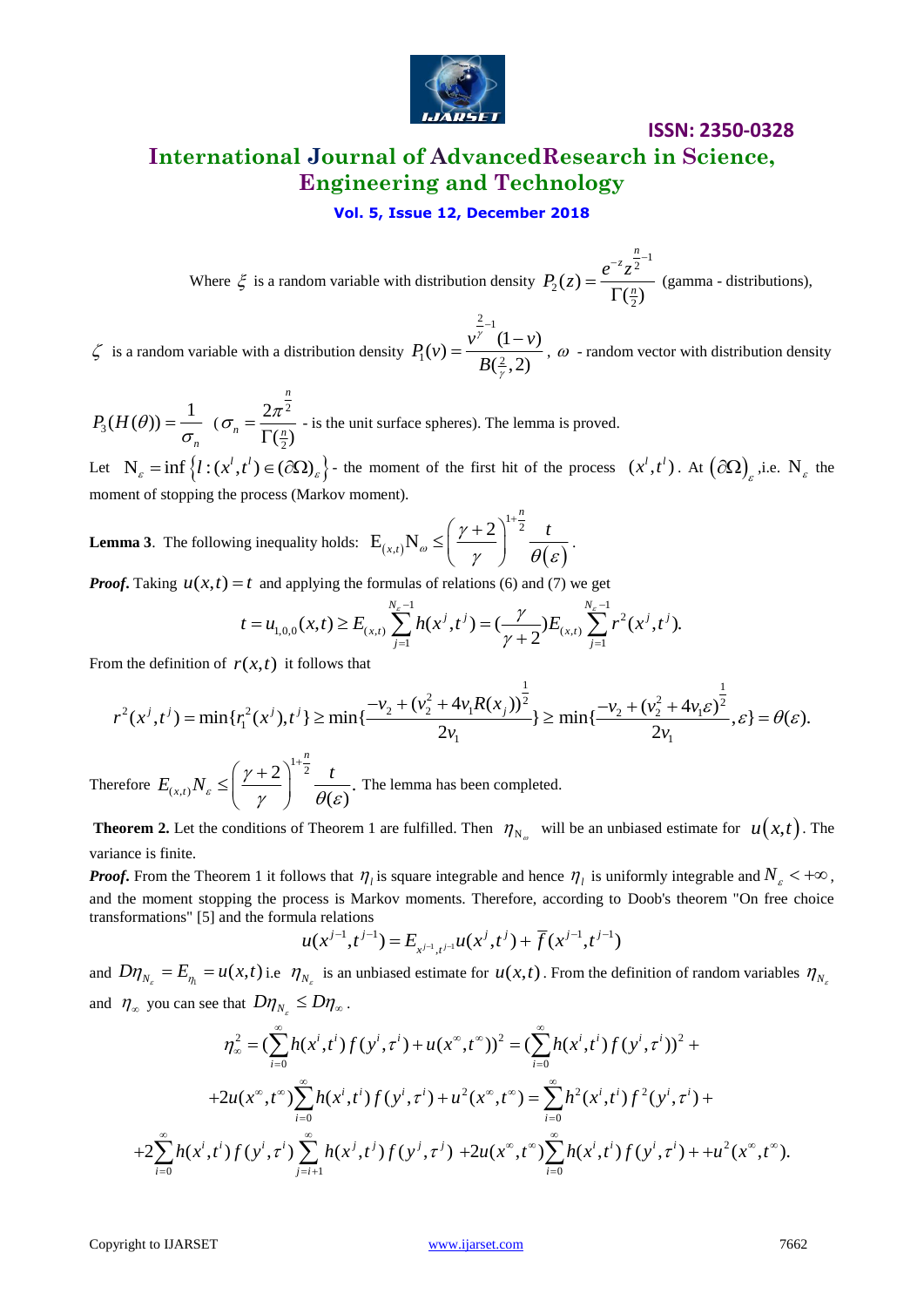Where $\xi$ is a random variable with distribution density $P_2(z) = \dfrac{e^{-z} z^{\frac{n}{2}-1}}{\Gamma(\frac{n}{2})}$ (gamma - distributions),

$\zeta$ is a random variable with a distribution density $P_1(v) = \dfrac{v^{\frac{2}{\gamma}-1}(1-v)}{B(\frac{2}{\gamma},2)}$, $\omega$ - random vector with distribution density

$P_3(H(\theta)) = \dfrac{1}{\sigma_n}$ $(\sigma_n = \dfrac{2\pi^{\frac{n}{2}}}{\Gamma(\frac{n}{2})}$ - is the unit surface spheres). The lemma is proved.

Let $\mathrm{N}_\varepsilon = \inf\left\{l : (x^l, t^l) \in (\partial\Omega)_\varepsilon\right\}$ - the moment of the first hit of the process $(x^l, t^l)$. At $\left(\partial\Omega\right)_\varepsilon$, i.e. $\mathrm{N}_\varepsilon$ the moment of stopping the process (Markov moment).

**Lemma 3**. The following inequality holds: $\mathrm{E}_{(x,t)}\mathrm{N}_\omega \le \left(\dfrac{\gamma+2}{\gamma}\right)^{1+\frac{n}{2}} \dfrac{t}{\theta(\varepsilon)}$.

***Proof.*** Taking $u(x,t) = t$ and applying the formulas of relations (6) and (7) we get

$$t = u_{1,0,0}(x,t) \ge E_{(x,t)} \sum_{j=1}^{N_\varepsilon - 1} h(x^j, t^j) = (\frac{\gamma}{\gamma+2}) E_{(x,t)} \sum_{j=1}^{N_\varepsilon - 1} r^2(x^j, t^j).$$

From the definition of $r(x,t)$ it follows that

$$r^2(x^j, t^j) = \min\{r_1^2(x^j), t^j\} \ge \min\{\frac{-v_2 + (v_2^2 + 4v_1 R(x_j))^{\frac{1}{2}}}{2v_1}\} \ge \min\{\frac{-v_2 + (v_2^2 + 4v_1\varepsilon)^{\frac{1}{2}}}{2v_1}, \varepsilon\} = \theta(\varepsilon).$$

Therefore $E_{(x,t)} N_\varepsilon \le \left(\dfrac{\gamma+2}{\gamma}\right)^{1+\frac{n}{2}} \dfrac{t}{\theta(\varepsilon)}$. The lemma has been completed.

**Theorem 2.** Let the conditions of Theorem 1 are fulfilled. Then $\eta_{\mathrm{N}_\omega}$ will be an unbiased estimate for $u(x,t)$. The variance is finite.

***Proof.*** From the Theorem 1 it follows that $\eta_l$ is square integrable and hence $\eta_l$ is uniformly integrable and $N_\varepsilon < +\infty$, and the moment stopping the process is Markov moments. Therefore, according to Doob's theorem "On free choice transformations" [5] and the formula relations

$$u(x^{j-1}, t^{j-1}) = E_{x^{j-1}, t^{j-1}} u(x^j, t^j) + \overline{f}(x^{j-1}, t^{j-1})$$

and $D\eta_{N_\varepsilon} = E_{\eta_1} = u(x,t)$ i.e $\eta_{N_\varepsilon}$ is an unbiased estimate for $u(x,t)$. From the definition of random variables $\eta_{N_\varepsilon}$ and $\eta_\infty$ you can see that $D\eta_{N_\varepsilon} \le D\eta_\infty$.

$$\eta_\infty^2 = (\sum_{i=0}^{\infty} h(x^i, t^i) f(y^i, \tau^i) + u(x^\infty, t^\infty))^2 = (\sum_{i=0}^{\infty} h(x^i, t^i) f(y^i, \tau^i))^2 +$$

$$+2u(x^\infty, t^\infty) \sum_{i=0}^{\infty} h(x^i, t^i) f(y^i, \tau^i) + u^2(x^\infty, t^\infty) = \sum_{i=0}^{\infty} h^2(x^i, t^i) f^2(y^i, \tau^i) +$$

$$+2\sum_{i=0}^{\infty} h(x^i, t^i) f(y^i, \tau^i) \sum_{j=i+1}^{\infty} h(x^j, t^j) f(y^j, \tau^j) + 2u(x^\infty, t^\infty) \sum_{i=0}^{\infty} h(x^i, t^i) f(y^i, \tau^i) + +u^2(x^\infty, t^\infty).$$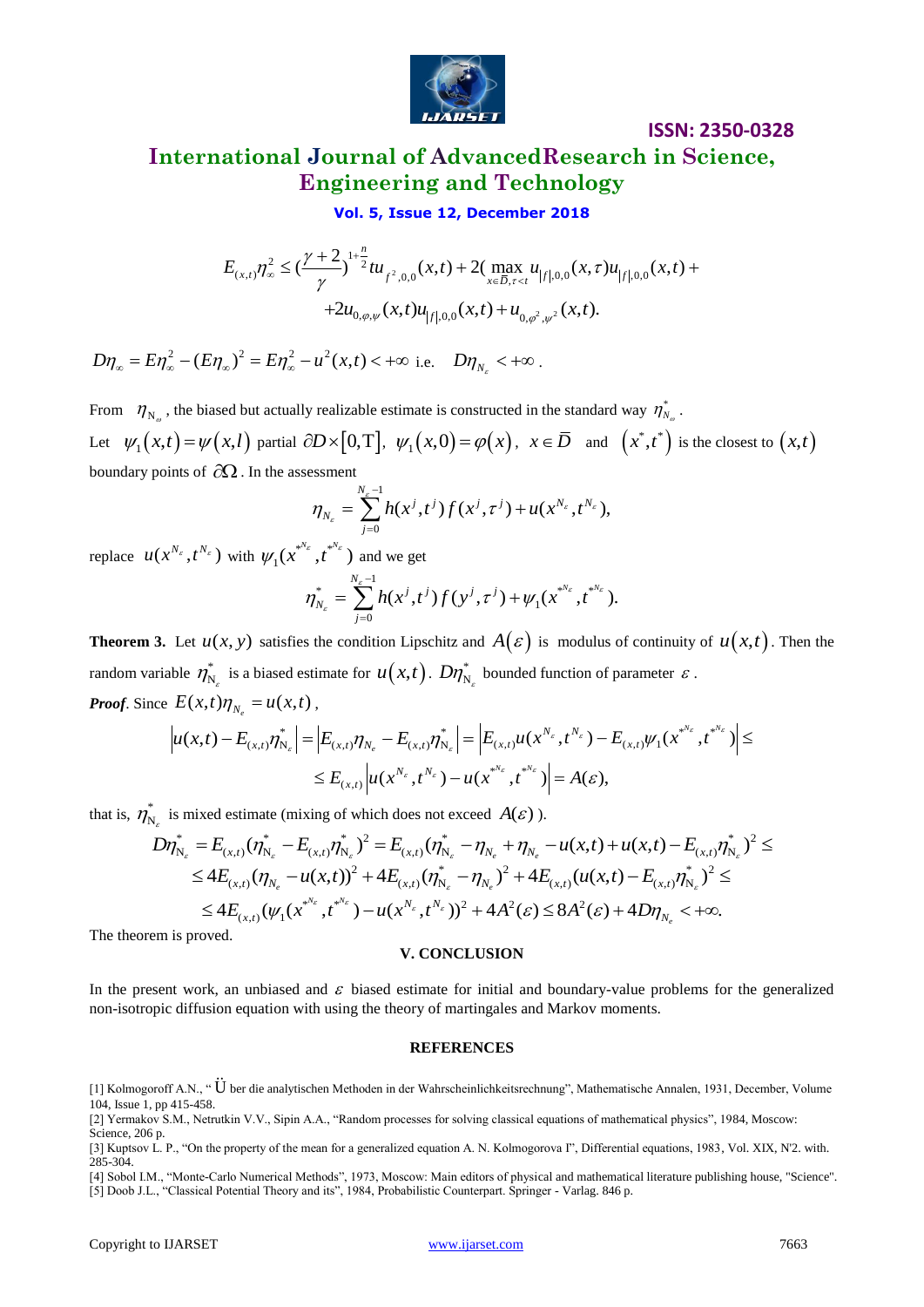$$E_{(x,t)}\eta_\infty^2 \le \left(\frac{\gamma+2}{\gamma}\right)^{1+\frac{n}{2}} tu_{f^2,0,0}(x,t) + 2\left(\max_{x\in\bar{D},\tau<t} u_{|f|,0,0}(x,\tau)u_{|f|,0,0}(x,t) + \right.$$
$$+2u_{0,\varphi,\psi}(x,t)u_{|f|,0,0}(x,t) + u_{0,\varphi^2,\psi^2}(x,t).$$

$D\eta_\infty = E\eta_\infty^2 - (E\eta_\infty)^2 = E\eta_\infty^2 - u^2(x,t) < +\infty$ i.e. $\quad D\eta_{N_\varepsilon} < +\infty$.

From $\eta_{N_\infty}$, the biased but actually realizable estimate is constructed in the standard way $\eta_{N_\infty}^*$.

Let $\psi_1(x,t) = \psi(x,l)$ partial $\partial D \times [0,T]$, $\psi_1(x,0) = \varphi(x)$, $x \in \bar{D}$ and $(x^*,t^*)$ is the closest to $(x,t)$ boundary points of $\partial\Omega$. In the assessment

$$\eta_{N_\varepsilon} = \sum_{j=0}^{N_\varepsilon - 1} h(x^j,t^j) f(x^j,\tau^j) + u(x^{N_\varepsilon},t^{N_\varepsilon}),$$

replace $u(x^{N_\varepsilon},t^{N_\varepsilon})$ with $\psi_1(x^{*N_\varepsilon},t^{*N_\varepsilon})$ and we get

$$\eta_{N_\varepsilon}^* = \sum_{j=0}^{N_\varepsilon - 1} h(x^j,t^j) f(y^j,\tau^j) + \psi_1(x^{*N_\varepsilon},t^{*N_\varepsilon}).$$

**Theorem 3.** Let $u(x,y)$ satisfies the condition Lipschitz and $A(\varepsilon)$ is modulus of continuity of $u(x,t)$. Then the random variable $\eta_{N_\varepsilon}^*$ is a biased estimate for $u(x,t)$. $D\eta_{N_\varepsilon}^*$ bounded function of parameter $\varepsilon$.

***Proof***. Since $E(x,t)\eta_{N_\varepsilon} = u(x,t)$,

$$\left|u(x,t) - E_{(x,t)}\eta_{N_\varepsilon}^*\right| = \left|E_{(x,t)}\eta_{N_\varepsilon} - E_{(x,t)}\eta_{N_\varepsilon}^*\right| = \left|E_{(x,t)}u(x^{N_\varepsilon},t^{N_\varepsilon}) - E_{(x,t)}\psi_1(x^{*N_\varepsilon},t^{*N_\varepsilon})\right| \le$$
$$\le E_{(x,t)}\left|u(x^{N_\varepsilon},t^{N_\varepsilon}) - u(x^{*N_\varepsilon},t^{*N_\varepsilon})\right| = A(\varepsilon),$$

that is, $\eta_{N_\varepsilon}^*$ is mixed estimate (mixing of which does not exceed $A(\varepsilon)$ ).

$$D\eta_{N_\varepsilon}^* = E_{(x,t)}(\eta_{N_\varepsilon}^* - E_{(x,t)}\eta_{N_\varepsilon}^*)^2 = E_{(x,t)}(\eta_{N_\varepsilon}^* - \eta_{N_\varepsilon} + \eta_{N_\varepsilon} - u(x,t) + u(x,t) - E_{(x,t)}\eta_{N_\varepsilon}^*)^2 \le$$
$$\le 4E_{(x,t)}(\eta_{N_\varepsilon} - u(x,t))^2 + 4E_{(x,t)}(\eta_{N_\varepsilon}^* - \eta_{N_\varepsilon})^2 + 4E_{(x,t)}(u(x,t) - E_{(x,t)}\eta_{N_\varepsilon}^*)^2 \le$$
$$\le 4E_{(x,t)}(\psi_1(x^{*N_\varepsilon},t^{*N_\varepsilon}) - u(x^{N_\varepsilon},t^{N_\varepsilon}))^2 + 4A^2(\varepsilon) \le 8A^2(\varepsilon) + 4D\eta_{N_\varepsilon} < +\infty.$$

The theorem is proved.

## V. CONCLUSION

In the present work, an unbiased and $\varepsilon$ biased estimate for initial and boundary-value problems for the generalized non-isotropic diffusion equation with using the theory of martingales and Markov moments.

## REFERENCES

[1] Kolmogoroff A.N., "Ü ber die analytischen Methoden in der Wahrscheinlichkeitsrechnung", Mathematische Annalen, 1931, December, Volume 104, Issue 1, pp 415-458.

[2] Yermakov S.M., Netrutkin V.V., Sipin A.A., "Random processes for solving classical equations of mathematical physics", 1984, Moscow: Science, 206 p.

[3] Kuptsov L. P., "On the property of the mean for a generalized equation A. N. Kolmogorova I", Differential equations, 1983, Vol. XIX, N'2. with. 285-304.

[4] Sobol I.M., "Monte-Carlo Numerical Methods", 1973, Moscow: Main editors of physical and mathematical literature publishing house, "Science".

[5] Doob J.L., "Classical Potential Theory and its", 1984, Probabilistic Counterpart. Springer - Varlag. 846 p.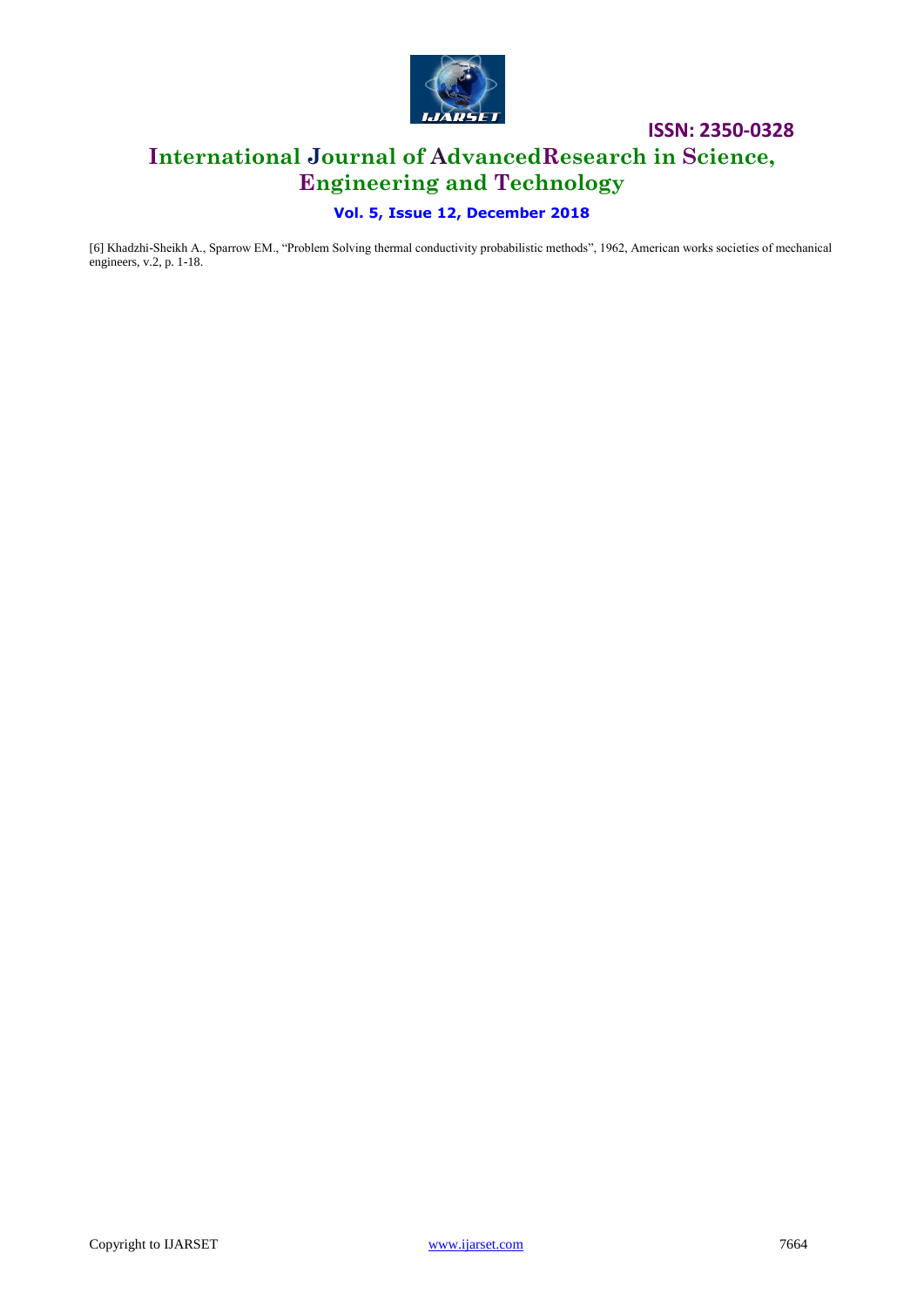[6] Khadzhi-Sheikh A., Sparrow EM., "Problem Solving thermal conductivity probabilistic methods", 1962, American works societies of mechanical engineers, v.2, p. 1-18.